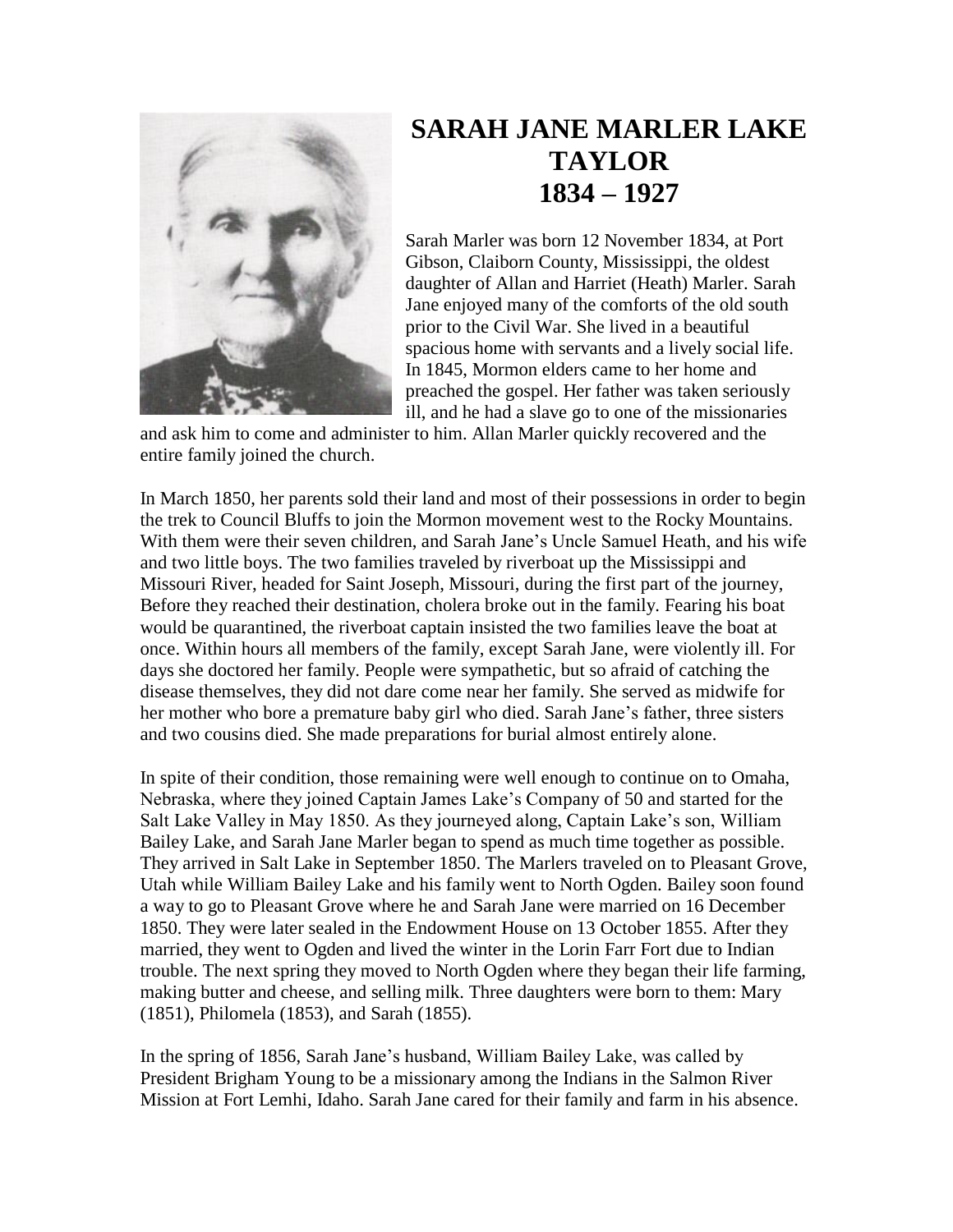# SARAH JANE MARLER LAKE TAYLOR
# 1834 – 1927

Sarah Marler was born 12 November 1834, at Port Gibson, Claibon County, Mississippi, the oldest daughter of Allan and Harriet (Heath) Marler. Sarah Jane enjoyed many of the comforts of the old south prior to the Civil War. She lived in a beautiful spacious home with servants and a lively social life. In 1845, Mormon elders came to her home and preached the gospel. Her father was taken seriously ill, and he had a slave go to one of the missionaries and ask him to come and administer to him. Allan Marler quickly recovered and the entire family joined the church.

In March 1850, her parents sold their land and most of their possessions in order to begin the trek to Council Bluffs to join the Mormon movement west to the Rocky Mountains. With them were their seven children, and Sarah Jane's Uncle Samuel Heath, and his wife and two little boys. The two families traveled by riverboat up the Mississippi and Missouri River, headed for Saint Joseph, Missouri, during the first part of the journey, Before they reached their destination, cholera broke out in the family. Fearing his boat would be quarantined, the riverboat captain insisted the two families leave the boat at once. Within hours all members of the family, except Sarah Jane, were violently ill. For days she doctored her family. People were sympathetic, but so afraid of catching the disease themselves, they did not dare come near her family. She served as midwife for her mother who bore a premature baby girl who died. Sarah Jane's father, three sisters and two cousins died. She made preparations for burial almost entirely alone.

In spite of their condition, those remaining were well enough to continue on to Omaha, Nebraska, where they joined Captain James Lake's Company of 50 and started for the Salt Lake Valley in May 1850. As they journeyed along, Captain Lake's son, William Bailey Lake, and Sarah Jane Marler began to spend as much time together as possible. They arrived in Salt Lake in September 1850. The Marlers traveled on to Pleasant Grove, Utah while William Bailey Lake and his family went to North Ogden. Bailey soon found a way to go to Pleasant Grove where he and Sarah Jane were married on 16 December 1850. They were later sealed in the Endowment House on 13 October 1855. After they married, they went to Ogden and lived the winter in the Lorin Farr Fort due to Indian trouble. The next spring they moved to North Ogden where they began their life farming, making butter and cheese, and selling milk. Three daughters were born to them: Mary (1851), Philomela (1853), and Sarah (1855).

In the spring of 1856, Sarah Jane's husband, William Bailey Lake, was called by President Brigham Young to be a missionary among the Indians in the Salmon River Mission at Fort Lemhi, Idaho. Sarah Jane cared for their family and farm in his absence.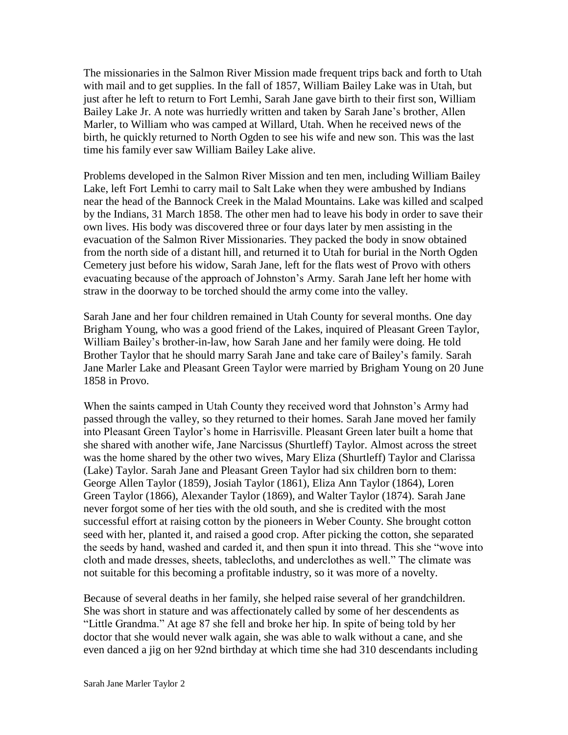The missionaries in the Salmon River Mission made frequent trips back and forth to Utah with mail and to get supplies. In the fall of 1857, William Bailey Lake was in Utah, but just after he left to return to Fort Lemhi, Sarah Jane gave birth to their first son, William Bailey Lake Jr. A note was hurriedly written and taken by Sarah Jane's brother, Allen Marler, to William who was camped at Willard, Utah. When he received news of the birth, he quickly returned to North Ogden to see his wife and new son. This was the last time his family ever saw William Bailey Lake alive.

Problems developed in the Salmon River Mission and ten men, including William Bailey Lake, left Fort Lemhi to carry mail to Salt Lake when they were ambushed by Indians near the head of the Bannock Creek in the Malad Mountains. Lake was killed and scalped by the Indians, 31 March 1858. The other men had to leave his body in order to save their own lives. His body was discovered three or four days later by men assisting in the evacuation of the Salmon River Missionaries. They packed the body in snow obtained from the north side of a distant hill, and returned it to Utah for burial in the North Ogden Cemetery just before his widow, Sarah Jane, left for the flats west of Provo with others evacuating because of the approach of Johnston's Army. Sarah Jane left her home with straw in the doorway to be torched should the army come into the valley.

Sarah Jane and her four children remained in Utah County for several months. One day Brigham Young, who was a good friend of the Lakes, inquired of Pleasant Green Taylor, William Bailey's brother-in-law, how Sarah Jane and her family were doing. He told Brother Taylor that he should marry Sarah Jane and take care of Bailey's family. Sarah Jane Marler Lake and Pleasant Green Taylor were married by Brigham Young on 20 June 1858 in Provo.

When the saints camped in Utah County they received word that Johnston's Army had passed through the valley, so they returned to their homes. Sarah Jane moved her family into Pleasant Green Taylor's home in Harrisville. Pleasant Green later built a home that she shared with another wife, Jane Narcissus (Shurtleff) Taylor. Almost across the street was the home shared by the other two wives, Mary Eliza (Shurtleff) Taylor and Clarissa (Lake) Taylor. Sarah Jane and Pleasant Green Taylor had six children born to them: George Allen Taylor (1859), Josiah Taylor (1861), Eliza Ann Taylor (1864), Loren Green Taylor (1866), Alexander Taylor (1869), and Walter Taylor (1874). Sarah Jane never forgot some of her ties with the old south, and she is credited with the most successful effort at raising cotton by the pioneers in Weber County. She brought cotton seed with her, planted it, and raised a good crop. After picking the cotton, she separated the seeds by hand, washed and carded it, and then spun it into thread. This she "wove into cloth and made dresses, sheets, tablecloths, and underclothes as well." The climate was not suitable for this becoming a profitable industry, so it was more of a novelty.

Because of several deaths in her family, she helped raise several of her grandchildren. She was short in stature and was affectionately called by some of her descendents as "Little Grandma." At age 87 she fell and broke her hip. In spite of being told by her doctor that she would never walk again, she was able to walk without a cane, and she even danced a jig on her 92nd birthday at which time she had 310 descendants including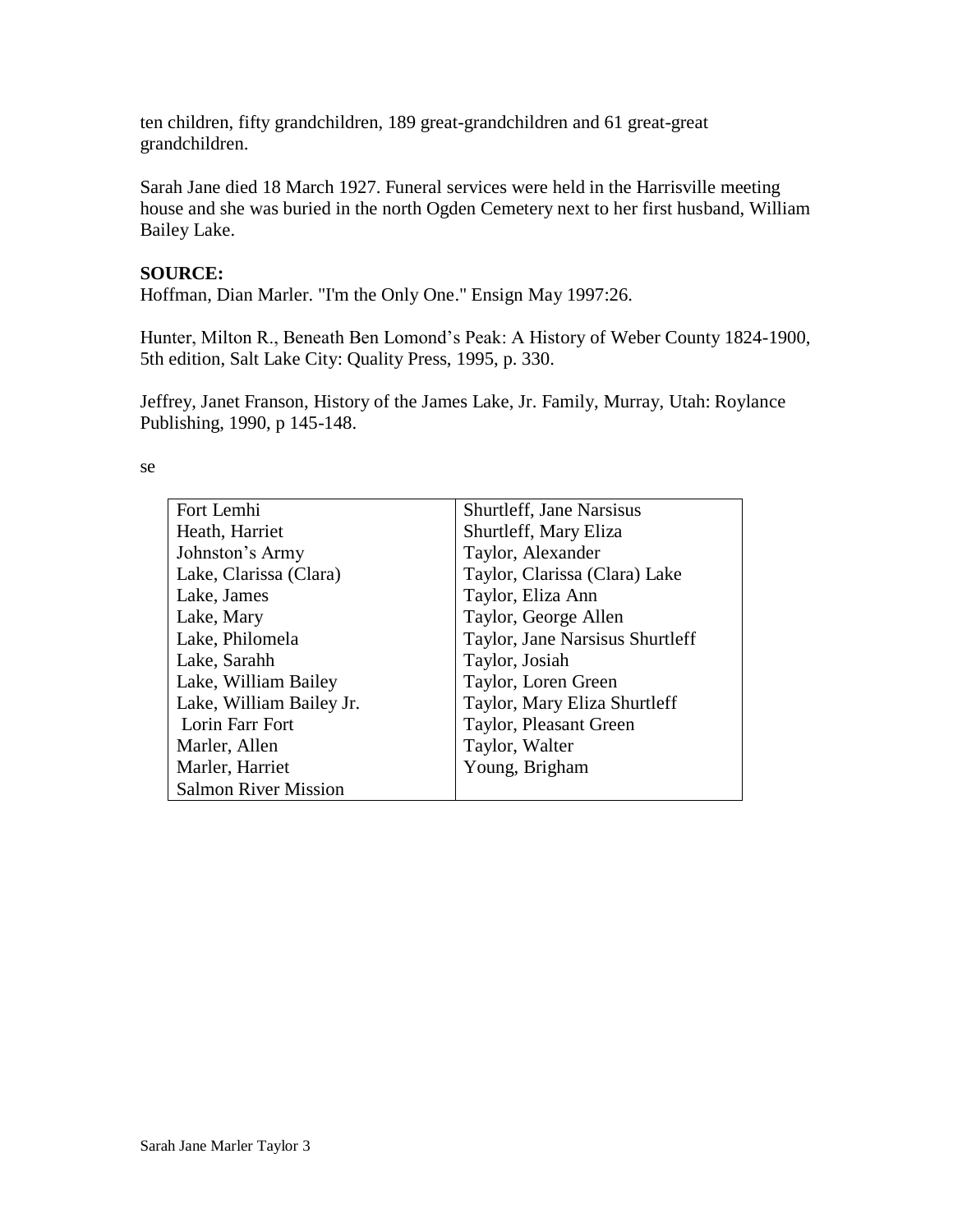ten children, fifty grandchildren, 189 great-grandchildren and 61 great-great grandchildren.

Sarah Jane died 18 March 1927. Funeral services were held in the Harrisville meeting house and she was buried in the north Ogden Cemetery next to her first husband, William Bailey Lake.

**SOURCE:**

Hoffman, Dian Marler. "I'm the Only One." Ensign May 1997:26.

Hunter, Milton R., Beneath Ben Lomond's Peak: A History of Weber County 1824-1900, 5th edition, Salt Lake City: Quality Press, 1995, p. 330.

Jeffrey, Janet Franson, History of the James Lake, Jr. Family, Murray, Utah: Roylance Publishing, 1990, p 145-148.

se

| | |
|---|---|
| Fort Lemhi | Shurtleff, Jane Narsisus |
| Heath, Harriet | Shurtleff, Mary Eliza |
| Johnston's Army | Taylor, Alexander |
| Lake, Clarissa (Clara) | Taylor, Clarissa (Clara) Lake |
| Lake, James | Taylor, Eliza Ann |
| Lake, Mary | Taylor, George Allen |
| Lake, Philomela | Taylor, Jane Narsisus Shurtleff |
| Lake, Sarahh | Taylor, Josiah |
| Lake, William Bailey | Taylor, Loren Green |
| Lake, William Bailey Jr. | Taylor, Mary Eliza Shurtleff |
| Lorin Farr Fort | Taylor, Pleasant Green |
| Marler, Allen | Taylor, Walter |
| Marler, Harriet | Young, Brigham |
| Salmon River Mission | |